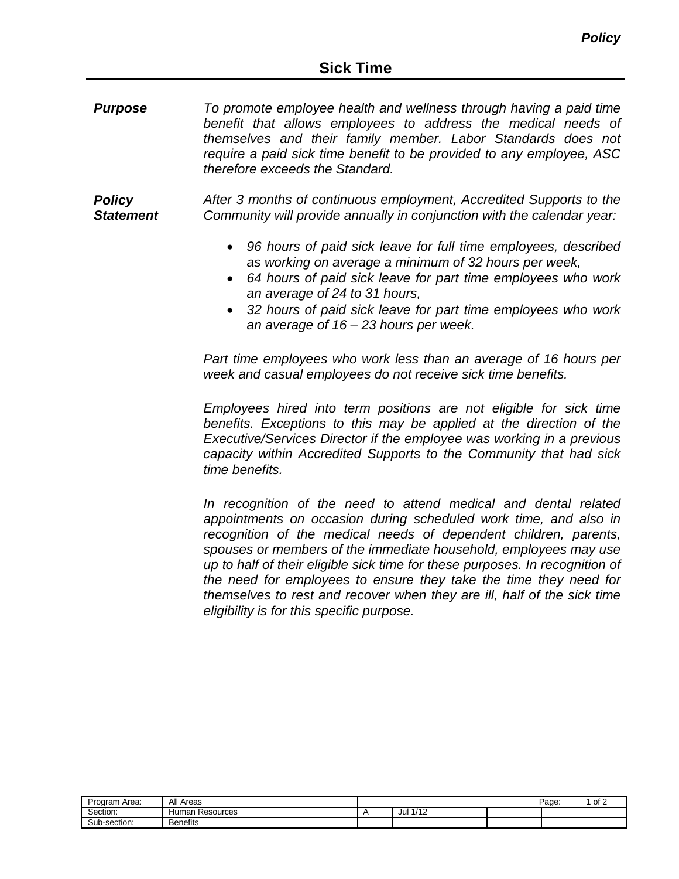*Policy*

# Sick Time

***Purpose***

*To promote employee health and wellness through having a paid time benefit that allows employees to address the medical needs of themselves and their family member. Labor Standards does not require a paid sick time benefit to be provided to any employee, ASC therefore exceeds the Standard.*

***Policy Statement***

*After 3 months of continuous employment, Accredited Supports to the Community will provide annually in conjunction with the calendar year:*

- *96 hours of paid sick leave for full time employees, described as working on average a minimum of 32 hours per week,*
- *64 hours of paid sick leave for part time employees who work an average of 24 to 31 hours,*
- *32 hours of paid sick leave for part time employees who work an average of 16 – 23 hours per week.*

*Part time employees who work less than an average of 16 hours per week and casual employees do not receive sick time benefits.*

*Employees hired into term positions are not eligible for sick time benefits. Exceptions to this may be applied at the direction of the Executive/Services Director if the employee was working in a previous capacity within Accredited Supports to the Community that had sick time benefits.*

*In recognition of the need to attend medical and dental related appointments on occasion during scheduled work time, and also in recognition of the medical needs of dependent children, parents, spouses or members of the immediate household, employees may use up to half of their eligible sick time for these purposes. In recognition of the need for employees to ensure they take the time they need for themselves to rest and recover when they are ill, half of the sick time eligibility is for this specific purpose.*

| Program Area: | All Areas | | | | | Page: | 1 of 2 |
|---|---|---|---|---|---|---|---|
| Section: | Human Resources | A | Jul 1/12 | | | | |
| Sub-section: | Benefits | | | | | | |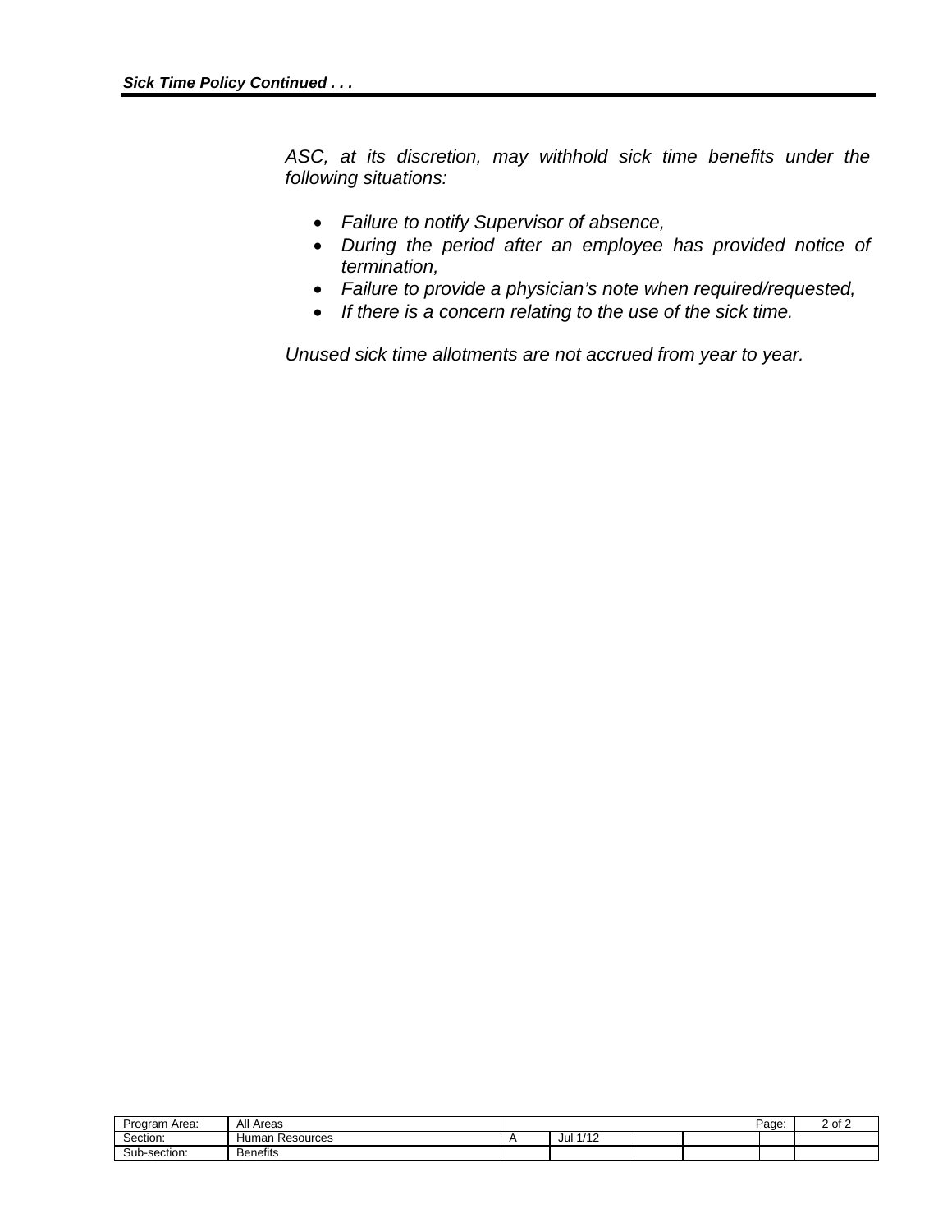*ASC, at its discretion, may withhold sick time benefits under the following situations:*

- *Failure to notify Supervisor of absence,*
- *During the period after an employee has provided notice of termination,*
- *Failure to provide a physician's note when required/requested,*
- *If there is a concern relating to the use of the sick time.*

*Unused sick time allotments are not accrued from year to year.*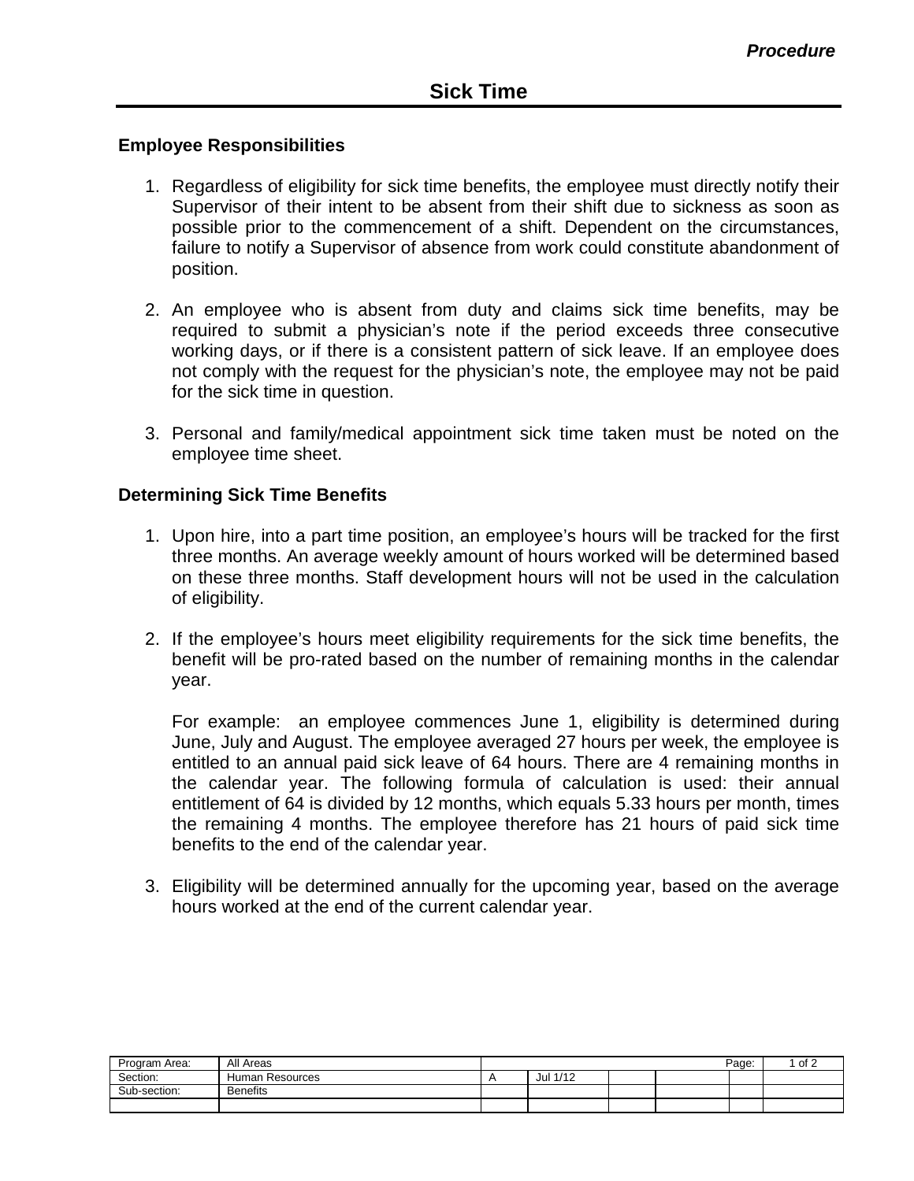*Procedure*

# Sick Time

### Employee Responsibilities

1. Regardless of eligibility for sick time benefits, the employee must directly notify their Supervisor of their intent to be absent from their shift due to sickness as soon as possible prior to the commencement of a shift. Dependent on the circumstances, failure to notify a Supervisor of absence from work could constitute abandonment of position.

2. An employee who is absent from duty and claims sick time benefits, may be required to submit a physician's note if the period exceeds three consecutive working days, or if there is a consistent pattern of sick leave. If an employee does not comply with the request for the physician's note, the employee may not be paid for the sick time in question.

3. Personal and family/medical appointment sick time taken must be noted on the employee time sheet.

### Determining Sick Time Benefits

1. Upon hire, into a part time position, an employee's hours will be tracked for the first three months. An average weekly amount of hours worked will be determined based on these three months. Staff development hours will not be used in the calculation of eligibility.

2. If the employee's hours meet eligibility requirements for the sick time benefits, the benefit will be pro-rated based on the number of remaining months in the calendar year.

   For example: an employee commences June 1, eligibility is determined during June, July and August. The employee averaged 27 hours per week, the employee is entitled to an annual paid sick leave of 64 hours. There are 4 remaining months in the calendar year. The following formula of calculation is used: their annual entitlement of 64 is divided by 12 months, which equals 5.33 hours per month, times the remaining 4 months. The employee therefore has 21 hours of paid sick time benefits to the end of the calendar year.

3. Eligibility will be determined annually for the upcoming year, based on the average hours worked at the end of the current calendar year.

| Program Area: | All Areas | | | | | Page: | 1 of 2 |
|---|---|---|---|---|---|---|---|
| Section: | Human Resources | A | Jul 1/12 | | | | |
| Sub-section: | Benefits | | | | | | |
| | | | | | | | |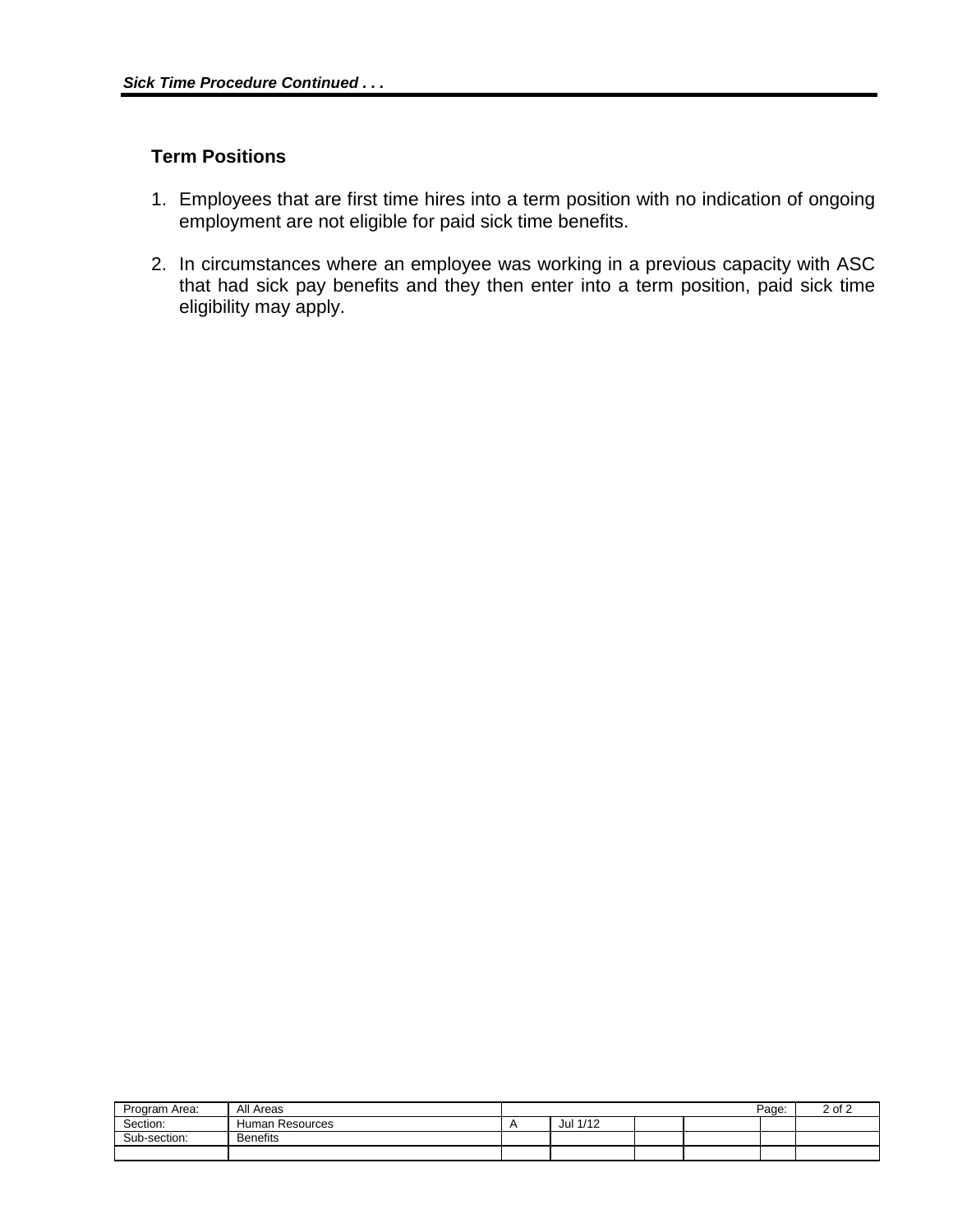### Term Positions

1. Employees that are first time hires into a term position with no indication of ongoing employment are not eligible for paid sick time benefits.

2. In circumstances where an employee was working in a previous capacity with ASC that had sick pay benefits and they then enter into a term position, paid sick time eligibility may apply.